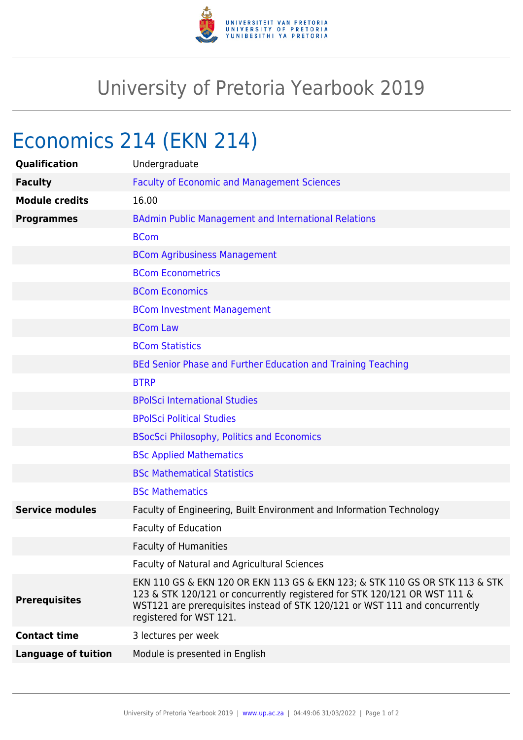# University of Pretoria Yearbook 2019

## Economics 214 (EKN 214)

| | |
|---|---|
| **Qualification** | Undergraduate |
| **Faculty** | Faculty of Economic and Management Sciences |
| **Module credits** | 16.00 |
| **Programmes** | BAdmin Public Management and International Relations |
| | BCom |
| | BCom Agribusiness Management |
| | BCom Econometrics |
| | BCom Economics |
| | BCom Investment Management |
| | BCom Law |
| | BCom Statistics |
| | BEd Senior Phase and Further Education and Training Teaching |
| | BTRP |
| | BPolSci International Studies |
| | BPolSci Political Studies |
| | BSocSci Philosophy, Politics and Economics |
| | BSc Applied Mathematics |
| | BSc Mathematical Statistics |
| | BSc Mathematics |
| **Service modules** | Faculty of Engineering, Built Environment and Information Technology |
| | Faculty of Education |
| | Faculty of Humanities |
| | Faculty of Natural and Agricultural Sciences |
| **Prerequisites** | EKN 110 GS & EKN 120 OR EKN 113 GS & EKN 123; & STK 110 GS OR STK 113 & STK 123 & STK 120/121 or concurrently registered for STK 120/121 OR WST 111 & WST121 are prerequisites instead of STK 120/121 or WST 111 and concurrently registered for WST 121. |
| **Contact time** | 3 lectures per week |
| **Language of tuition** | Module is presented in English |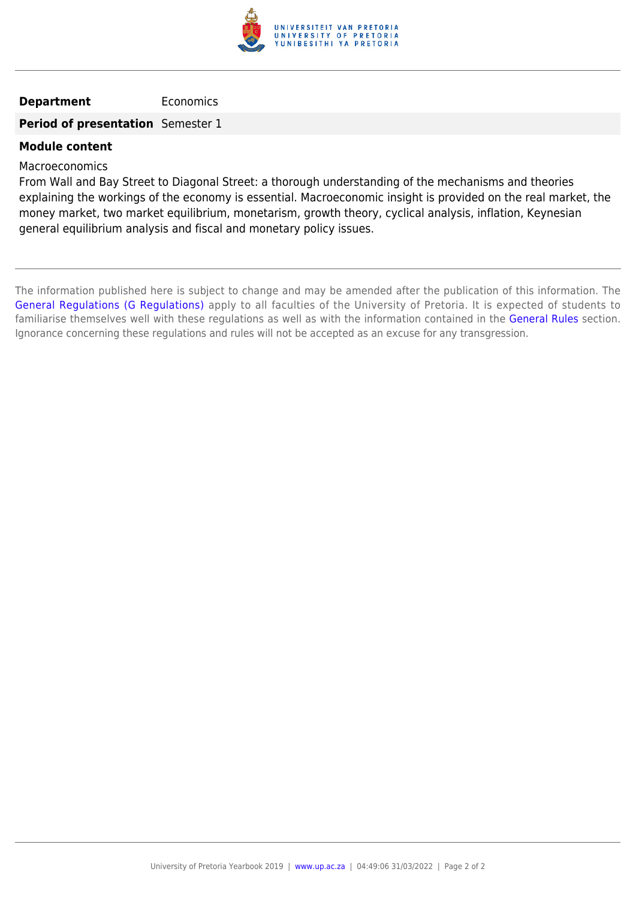| | |
|---|---|
| **Department** | Economics |
| **Period of presentation** | Semester 1 |

**Module content**

Macroeconomics

From Wall and Bay Street to Diagonal Street: a thorough understanding of the mechanisms and theories explaining the workings of the economy is essential. Macroeconomic insight is provided on the real market, the money market, two market equilibrium, monetarism, growth theory, cyclical analysis, inflation, Keynesian general equilibrium analysis and fiscal and monetary policy issues.

The information published here is subject to change and may be amended after the publication of this information. The General Regulations (G Regulations) apply to all faculties of the University of Pretoria. It is expected of students to familiarise themselves well with these regulations as well as with the information contained in the General Rules section. Ignorance concerning these regulations and rules will not be accepted as an excuse for any transgression.